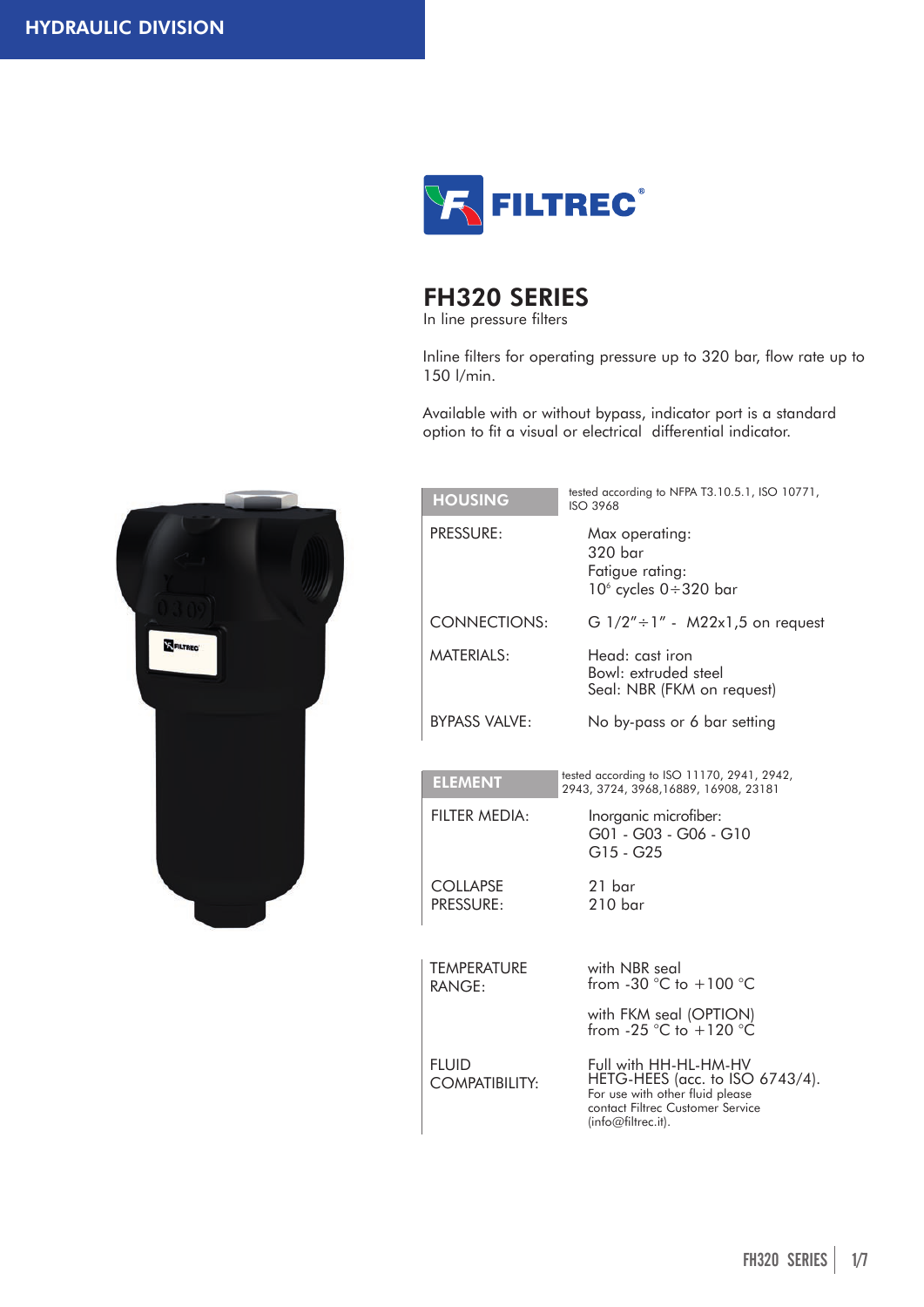HYDRAULIC DIVISION

FILTREC®

# FH320 SERIES

In line pressure filters

Inline filters for operating pressure up to 320 bar, flow rate up to 150 l/min.

Available with or without bypass, indicator port is a standard option to fit a visual or electrical differential indicator.

| **HOUSING** | tested according to NFPA T3.10.5.1, ISO 10771, ISO 3968 |
|---|---|
| PRESSURE: | Max operating: 320 bar<br>Fatigue rating: $10^6$ cycles 0÷320 bar |
| CONNECTIONS: | G 1/2"÷1" - M22x1,5 on request |
| MATERIALS: | Head: cast iron<br>Bowl: extruded steel<br>Seal: NBR (FKM on request) |
| BYPASS VALVE: | No by-pass or 6 bar setting |

| **ELEMENT** | tested according to ISO 11170, 2941, 2942, 2943, 3724, 3968,16889, 16908, 23181 |
|---|---|
| FILTER MEDIA: | Inorganic microfiber:<br>G01 - G03 - G06 - G10<br>G15 - G25 |
| COLLAPSE PRESSURE: | 21 bar<br>210 bar |

| | |
|---|---|
| TEMPERATURE RANGE: | with NBR seal from -30 °C to +100 °C<br>with FKM seal (OPTION) from -25 °C to +120 °C |
| FLUID COMPATIBILITY: | Full with HH-HL-HM-HV HETG-HEES (acc. to ISO 6743/4).<br>For use with other fluid please contact Filtrec Customer Service (info@filtrec.it). |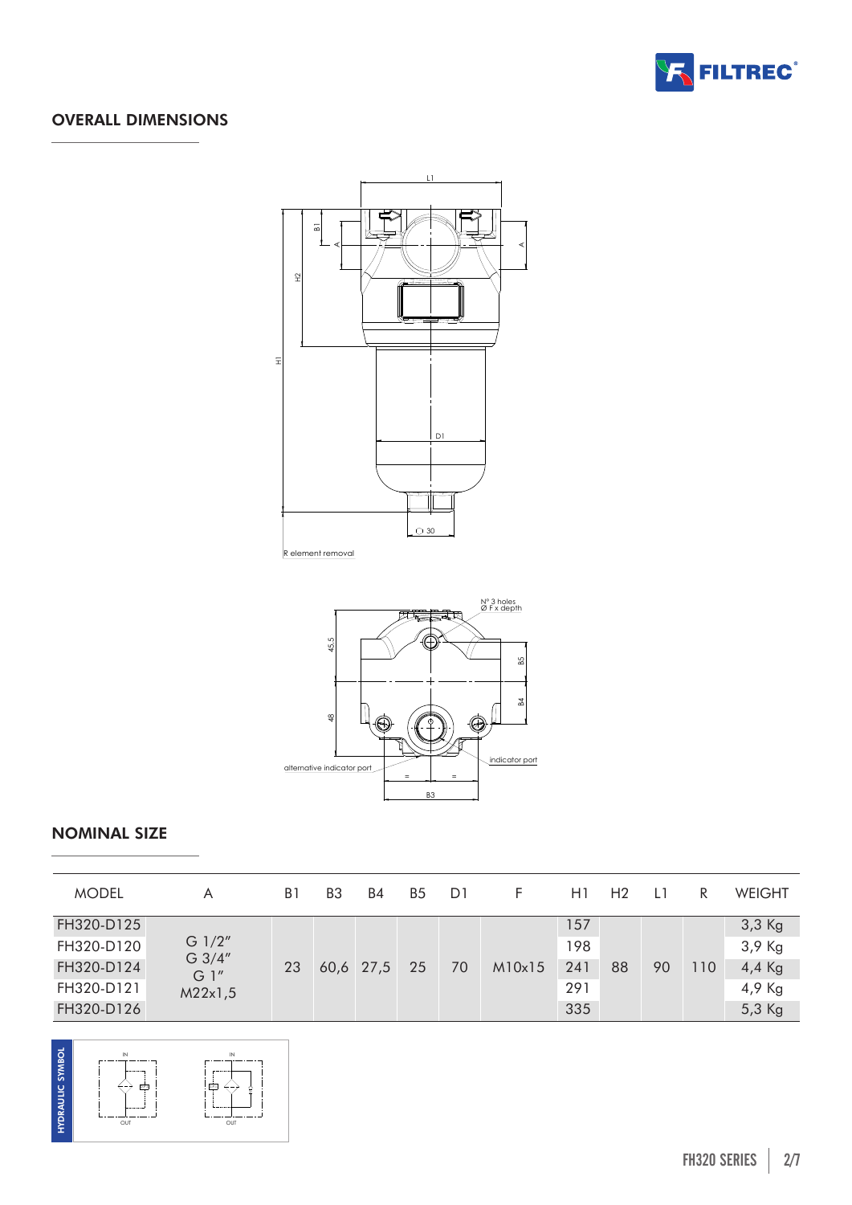## OVERALL DIMENSIONS

L1

B1

A

A

H2

H1

D1

30

R element removal

N° 3 holes
Ø F x depth

45,5

48

B5

B4

alternative indicator port

indicator port

=

=

B3

## NOMINAL SIZE

| MODEL | A | B1 | B3 | B4 | B5 | D1 | F | H1 | H2 | L1 | R | WEIGHT |
|---|---|---|---|---|---|---|---|---|---|---|---|---|
| FH320-D125 | G 1/2″<br>G 3/4″<br>G 1″<br>M22x1,5 | 23 | 60,6 | 27,5 | 25 | 70 | M10x15 | 157 | 88 | 90 | 110 | 3,3 Kg |
| FH320-D120 | | | | | | | | 198 | | | | 3,9 Kg |
| FH320-D124 | | | | | | | | 241 | | | | 4,4 Kg |
| FH320-D121 | | | | | | | | 291 | | | | 4,9 Kg |
| FH320-D126 | | | | | | | | 335 | | | | 5,3 Kg |

HYDRAULIC SYMBOL

IN

OUT

IN

OUT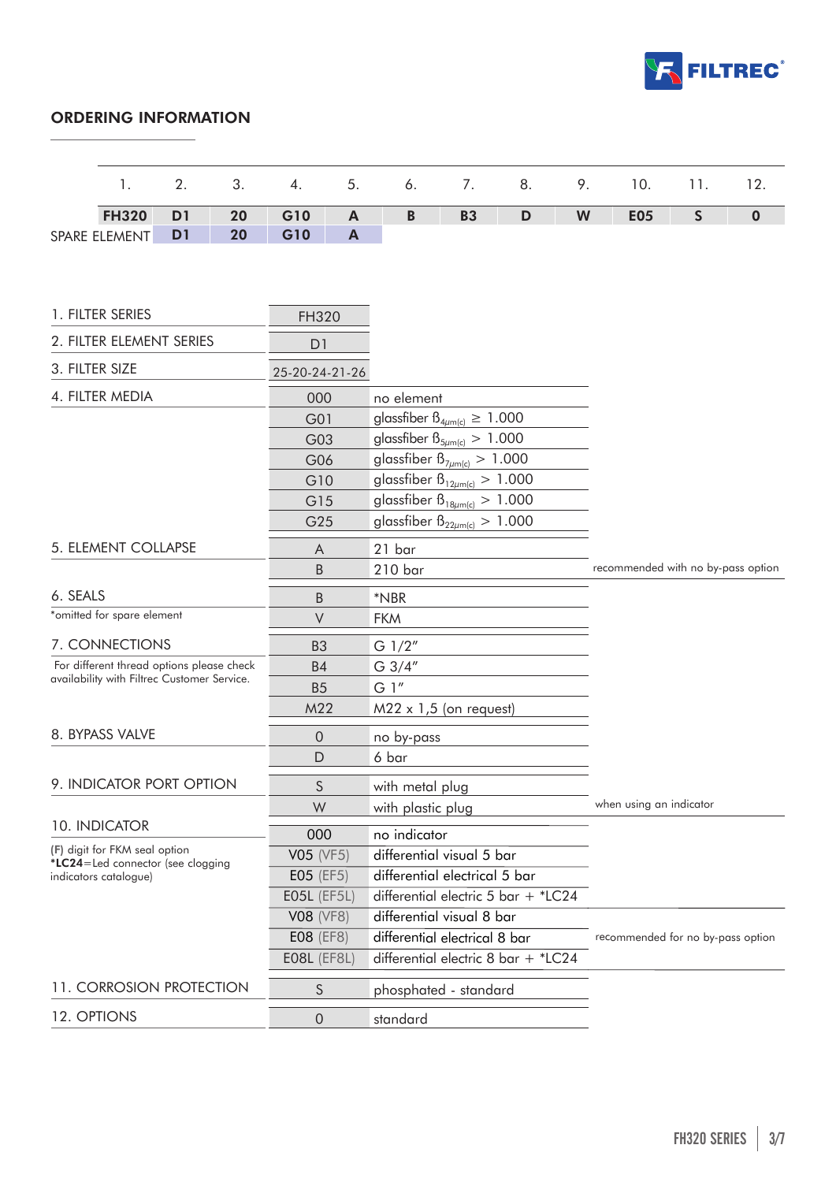## ORDERING INFORMATION

| | 1. | 2. | 3. | 4. | 5. | 6. | 7. | 8. | 9. | 10. | 11. | 12. |
|---|---|---|---|---|---|---|---|---|---|---|---|---|
| | **FH320** | **D1** | **20** | **G10** | **A** | **B** | **B3** | **D** | **W** | **E05** | **S** | **0** |
| SPARE ELEMENT | | **D1** | **20** | **G10** | **A** | | | | | | | |

| | Code | Description | Note |
|---|---|---|---|
| 1. FILTER SERIES | FH320 | | |
| 2. FILTER ELEMENT SERIES | D1 | | |
| 3. FILTER SIZE | 25-20-24-21-26 | | |
| 4. FILTER MEDIA | 000 | no element | |
| | G01 | glassfiber $\beta_{4\mu m(c)} \geq 1.000$ | |
| | G03 | glassfiber $\beta_{5\mu m(c)} > 1.000$ | |
| | G06 | glassfiber $\beta_{7\mu m(c)} > 1.000$ | |
| | G10 | glassfiber $\beta_{12\mu m(c)} > 1.000$ | |
| | G15 | glassfiber $\beta_{18\mu m(c)} > 1.000$ | |
| | G25 | glassfiber $\beta_{22\mu m(c)} > 1.000$ | |
| 5. ELEMENT COLLAPSE | A | 21 bar | |
| | B | 210 bar | recommended with no by-pass option |
| 6. SEALS<br>*omitted for spare element | B | *NBR | |
| | V | FKM | |
| 7. CONNECTIONS<br>For different thread options please check availability with Filtrec Customer Service. | B3 | G 1/2" | |
| | B4 | G 3/4" | |
| | B5 | G 1" | |
| | M22 | M22 x 1,5 (on request) | |
| 8. BYPASS VALVE | 0 | no by-pass | |
| | D | 6 bar | |
| 9. INDICATOR PORT OPTION | S | with metal plug | |
| | W | with plastic plug | when using an indicator |
| 10. INDICATOR<br>(F) digit for FKM seal option<br>***LC24**=Led connector (see clogging indicators catalogue) | 000 | no indicator | |
| | V05 (VF5) | differential visual 5 bar | |
| | E05 (EF5) | differential electrical 5 bar | |
| | E05L (EF5L) | differential electric 5 bar + *LC24 | |
| | V08 (VF8) | differential visual 8 bar | |
| | E08 (EF8) | differential electrical 8 bar | recommended for no by-pass option |
| | E08L (EF8L) | differential electric 8 bar + *LC24 | |
| 11. CORROSION PROTECTION | S | phosphated - standard | |
| 12. OPTIONS | 0 | standard | |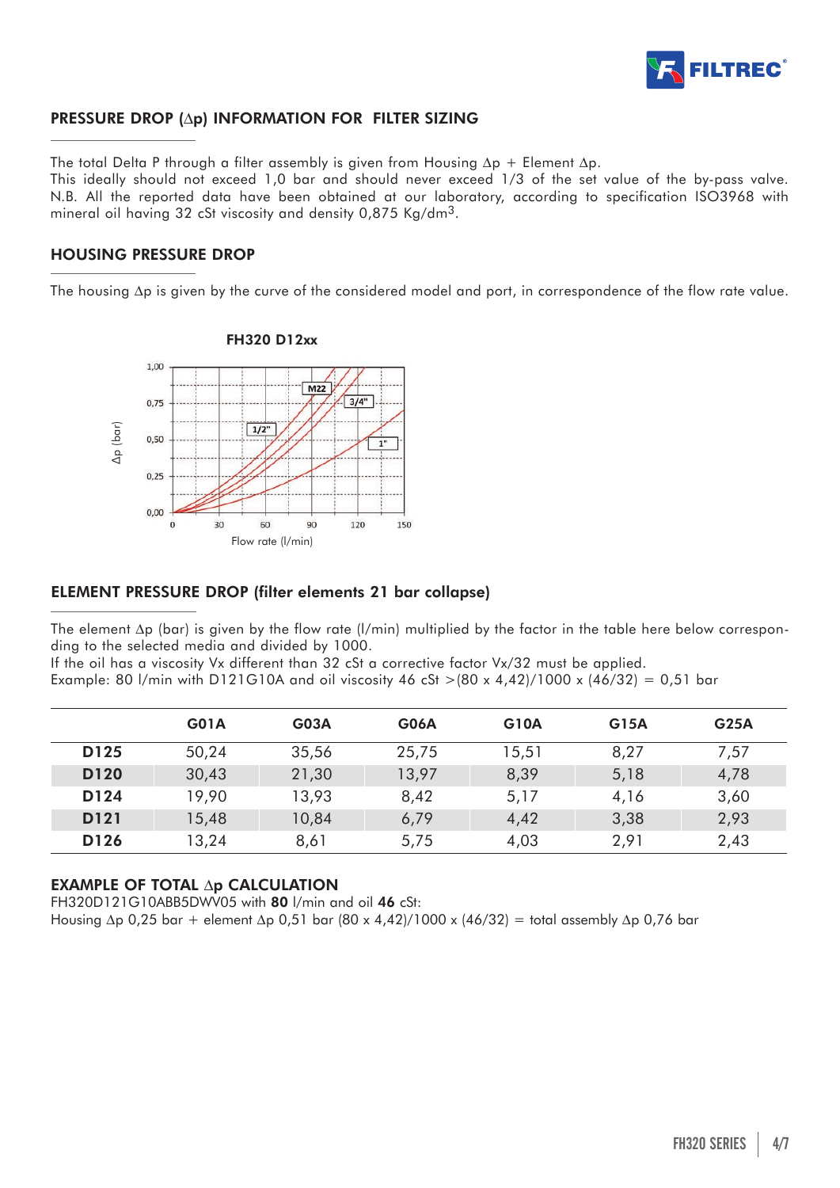## PRESSURE DROP (Δp) INFORMATION FOR FILTER SIZING

The total Delta P through a filter assembly is given from Housing Δp + Element Δp.
This ideally should not exceed 1,0 bar and should never exceed 1/3 of the set value of the by-pass valve.
N.B. All the reported data have been obtained at our laboratory, according to specification ISO3968 with mineral oil having 32 cSt viscosity and density 0,875 Kg/dm$^3$.

## HOUSING PRESSURE DROP

The housing Δp is given by the curve of the considered model and port, in correspondence of the flow rate value.

**FH320 D12xx**

Δp (bar) vs Flow rate (l/min) — curves: 1/2", M22, 3/4", 1"

## ELEMENT PRESSURE DROP (filter elements 21 bar collapse)

The element Δp (bar) is given by the flow rate (l/min) multiplied by the factor in the table here below corresponding to the selected media and divided by 1000.
If the oil has a viscosity Vx different than 32 cSt a corrective factor Vx/32 must be applied.
Example: 80 l/min with D121G10A and oil viscosity 46 cSt >(80 x 4,42)/1000 x (46/32) = 0,51 bar

| | G01A | G03A | G06A | G10A | G15A | G25A |
|---|---|---|---|---|---|---|
| **D125** | 50,24 | 35,56 | 25,75 | 15,51 | 8,27 | 7,57 |
| **D120** | 30,43 | 21,30 | 13,97 | 8,39 | 5,18 | 4,78 |
| **D124** | 19,90 | 13,93 | 8,42 | 5,17 | 4,16 | 3,60 |
| **D121** | 15,48 | 10,84 | 6,79 | 4,42 | 3,38 | 2,93 |
| **D126** | 13,24 | 8,61 | 5,75 | 4,03 | 2,91 | 2,43 |

### EXAMPLE OF TOTAL Δp CALCULATION

FH320D121G10ABB5DWV05 with **80** l/min and oil **46** cSt:
Housing Δp 0,25 bar + element Δp 0,51 bar (80 x 4,42)/1000 x (46/32) = total assembly Δp 0,76 bar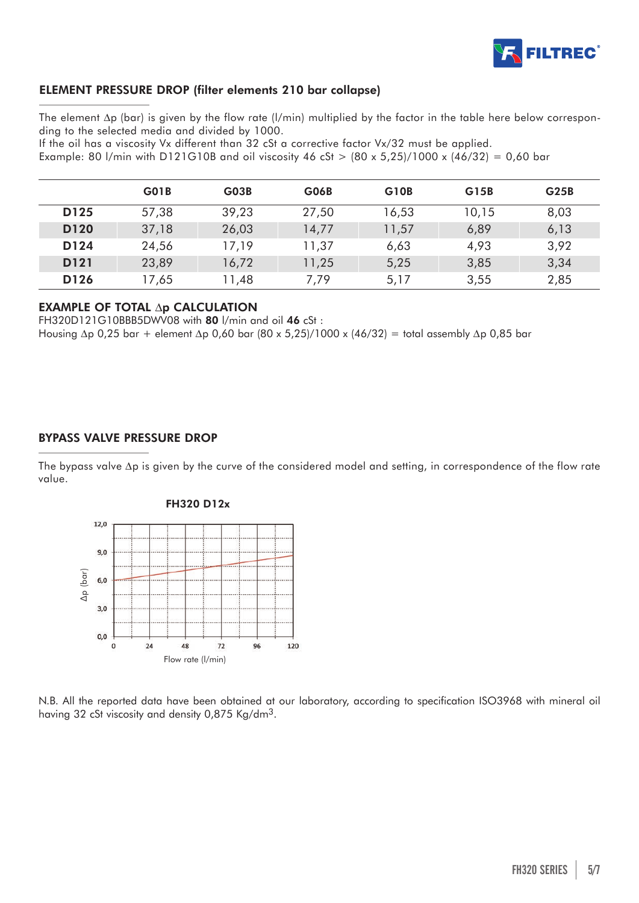## ELEMENT PRESSURE DROP (filter elements 210 bar collapse)

The element Δp (bar) is given by the flow rate (l/min) multiplied by the factor in the table here below corresponding to the selected media and divided by 1000.
If the oil has a viscosity Vx different than 32 cSt a corrective factor Vx/32 must be applied.
Example: 80 l/min with D121G10B and oil viscosity 46 cSt > (80 x 5,25)/1000 x (46/32) = 0,60 bar

| | G01B | G03B | G06B | G10B | G15B | G25B |
|---|---|---|---|---|---|---|
| **D125** | 57,38 | 39,23 | 27,50 | 16,53 | 10,15 | 8,03 |
| **D120** | 37,18 | 26,03 | 14,77 | 11,57 | 6,89 | 6,13 |
| **D124** | 24,56 | 17,19 | 11,37 | 6,63 | 4,93 | 3,92 |
| **D121** | 23,89 | 16,72 | 11,25 | 5,25 | 3,85 | 3,34 |
| **D126** | 17,65 | 11,48 | 7,79 | 5,17 | 3,55 | 2,85 |

## EXAMPLE OF TOTAL Δp CALCULATION

FH320D121G10BBB5DWV08 with **80** l/min and oil **46** cSt :
Housing Δp 0,25 bar + element Δp 0,60 bar (80 x 5,25)/1000 x (46/32) = total assembly Δp 0,85 bar

## BYPASS VALVE PRESSURE DROP

The bypass valve Δp is given by the curve of the considered model and setting, in correspondence of the flow rate value.

**FH320 D12x**

Δp (bar): 0,0 – 3,0 – 6,0 – 9,0 – 12,0

Flow rate (l/min): 0 – 24 – 48 – 72 – 96 – 120

N.B. All the reported data have been obtained at our laboratory, according to specification ISO3968 with mineral oil having 32 cSt viscosity and density 0,875 Kg/dm$^3$.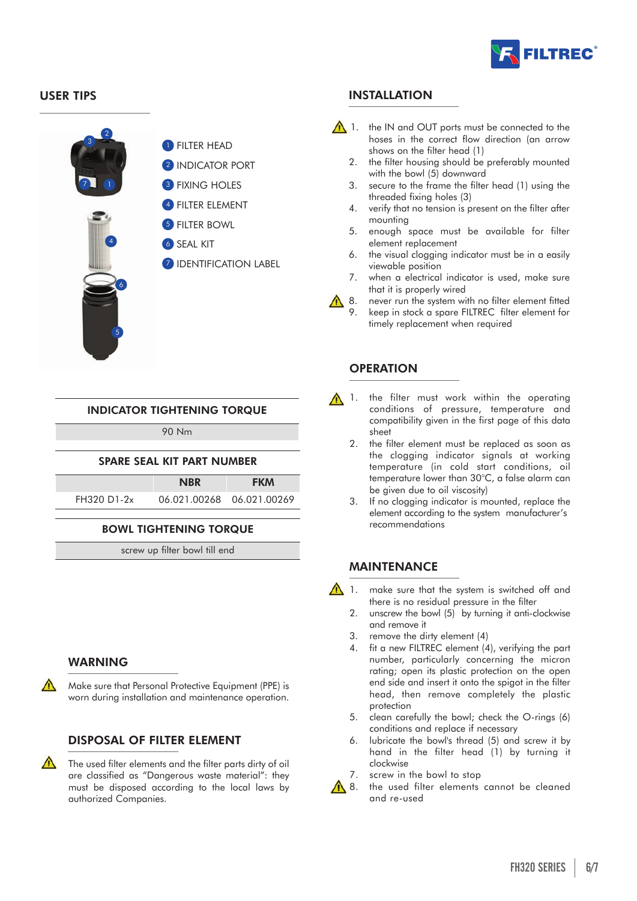## USER TIPS

1. FILTER HEAD
2. INDICATOR PORT
3. FIXING HOLES
4. FILTER ELEMENT
5. FILTER BOWL
6. SEAL KIT
7. IDENTIFICATION LABEL

| INDICATOR TIGHTENING TORQUE |
|---|
| 90 Nm |

| SPARE SEAL KIT PART NUMBER | | |
|---|---|---|
| | NBR | FKM |
| FH320 D1-2x | 06.021.00268 | 06.021.00269 |

| BOWL TIGHTENING TORQUE |
|---|
| screw up filter bowl till end |

## WARNING

Make sure that Personal Protective Equipment (PPE) is worn during installation and maintenance operation.

## DISPOSAL OF FILTER ELEMENT

The used filter elements and the filter parts dirty of oil are classified as "Dangerous waste material": they must be disposed according to the local laws by authorized Companies.

## INSTALLATION

1. the IN and OUT ports must be connected to the hoses in the correct flow direction (an arrow shows on the filter head (1)
2. the filter housing should be preferably mounted with the bowl (5) downward
3. secure to the frame the filter head (1) using the threaded fixing holes (3)
4. verify that no tension is present on the filter after mounting
5. enough space must be available for filter element replacement
6. the visual clogging indicator must be in a easily viewable position
7. when a electrical indicator is used, make sure that it is properly wired
8. never run the system with no filter element fitted
9. keep in stock a spare FILTREC filter element for timely replacement when required

## OPERATION

1. the filter must work within the operating conditions of pressure, temperature and compatibility given in the first page of this data sheet
2. the filter element must be replaced as soon as the clogging indicator signals at working temperature (in cold start conditions, oil temperature lower than 30°C, a false alarm can be given due to oil viscosity)
3. If no clogging indicator is mounted, replace the element according to the system manufacturer's recommendations

## MAINTENANCE

1. make sure that the system is switched off and there is no residual pressure in the filter
2. unscrew the bowl (5) by turning it anti-clockwise and remove it
3. remove the dirty element (4)
4. fit a new FILTREC element (4), verifying the part number, particularly concerning the micron rating; open its plastic protection on the open end side and insert it onto the spigot in the filter head, then remove completely the plastic protection
5. clean carefully the bowl; check the O-rings (6) conditions and replace if necessary
6. lubricate the bowl's thread (5) and screw it by hand in the filter head (1) by turning it clockwise
7. screw in the bowl to stop
8. the used filter elements cannot be cleaned and re-used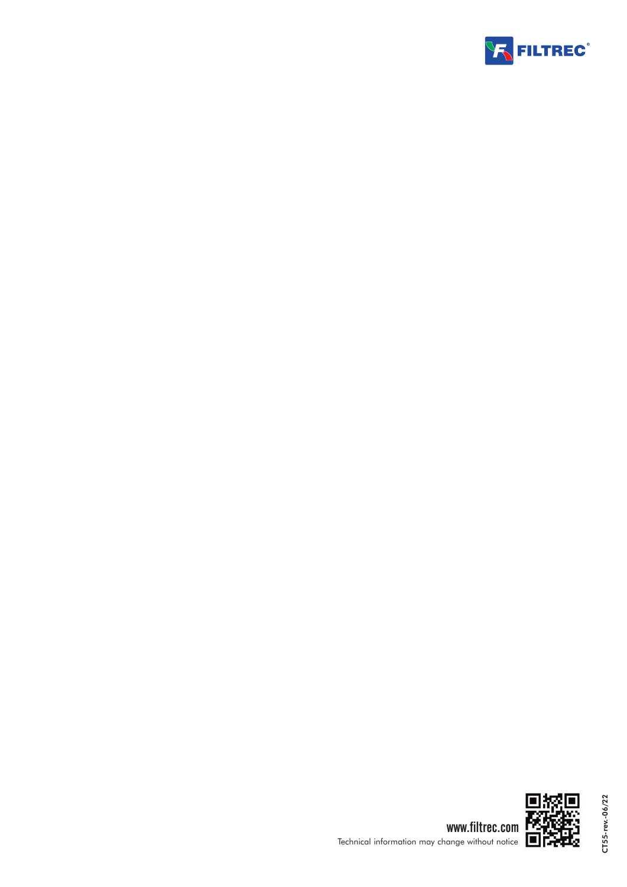www.filtrec.com

Technical information may change without notice

CT55-rev.-06/22